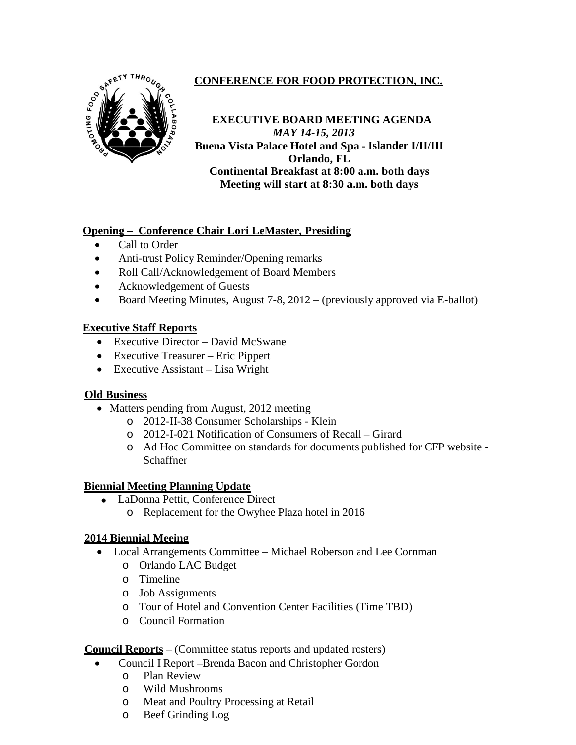# CONFERENCE FOR FOOD PROTECTION, INC.

**EXECUTIVE BOARD MEETING AGENDA**
***MAY 14-15, 2013***
**Buena Vista Palace Hotel and Spa - Islander I/II/III**
**Orlando, FL**
**Continental Breakfast at 8:00 a.m. both days**
**Meeting will start at 8:30 a.m. both days**

**Opening – Conference Chair Lori LeMaster, Presiding**

- Call to Order
- Anti-trust Policy Reminder/Opening remarks
- Roll Call/Acknowledgement of Board Members
- Acknowledgement of Guests
- Board Meeting Minutes, August 7-8, 2012 – (previously approved via E-ballot)

**Executive Staff Reports**

- Executive Director – David McSwane
- Executive Treasurer – Eric Pippert
- Executive Assistant – Lisa Wright

**Old Business**

- Matters pending from August, 2012 meeting
  - 2012-II-38 Consumer Scholarships - Klein
  - 2012-I-021 Notification of Consumers of Recall – Girard
  - Ad Hoc Committee on standards for documents published for CFP website - Schaffner

**Biennial Meeting Planning Update**

- LaDonna Pettit, Conference Direct
  - Replacement for the Owyhee Plaza hotel in 2016

**2014 Biennial Meeing**

- Local Arrangements Committee – Michael Roberson and Lee Cornman
  - Orlando LAC Budget
  - Timeline
  - Job Assignments
  - Tour of Hotel and Convention Center Facilities (Time TBD)
  - Council Formation

**Council Reports** – (Committee status reports and updated rosters)

- Council I Report –Brenda Bacon and Christopher Gordon
  - Plan Review
  - Wild Mushrooms
  - Meat and Poultry Processing at Retail
  - Beef Grinding Log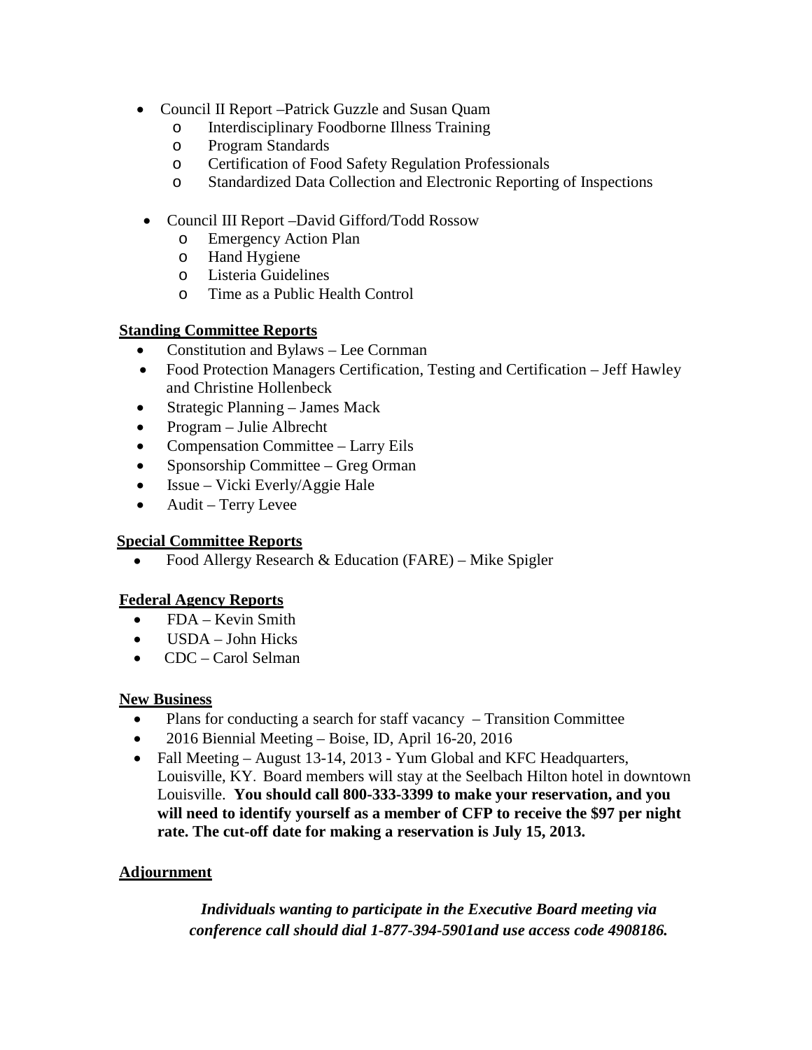- Council II Report –Patrick Guzzle and Susan Quam
  - Interdisciplinary Foodborne Illness Training
  - Program Standards
  - Certification of Food Safety Regulation Professionals
  - Standardized Data Collection and Electronic Reporting of Inspections

- Council III Report –David Gifford/Todd Rossow
  - Emergency Action Plan
  - Hand Hygiene
  - Listeria Guidelines
  - Time as a Public Health Control

**Standing Committee Reports**

- Constitution and Bylaws – Lee Cornman
- Food Protection Managers Certification, Testing and Certification – Jeff Hawley and Christine Hollenbeck
- Strategic Planning – James Mack
- Program – Julie Albrecht
- Compensation Committee – Larry Eils
- Sponsorship Committee – Greg Orman
- Issue – Vicki Everly/Aggie Hale
- Audit – Terry Levee

**Special Committee Reports**

- Food Allergy Research & Education (FARE) – Mike Spigler

**Federal Agency Reports**

- FDA – Kevin Smith
- USDA – John Hicks
- CDC – Carol Selman

**New Business**

- Plans for conducting a search for staff vacancy – Transition Committee
- 2016 Biennial Meeting – Boise, ID, April 16-20, 2016
- Fall Meeting – August 13-14, 2013 - Yum Global and KFC Headquarters, Louisville, KY. Board members will stay at the Seelbach Hilton hotel in downtown Louisville. **You should call 800-333-3399 to make your reservation, and you will need to identify yourself as a member of CFP to receive the $97 per night rate. The cut-off date for making a reservation is July 15, 2013.**

**Adjournment**

***Individuals wanting to participate in the Executive Board meeting via conference call should dial 1-877-394-5901and use access code 4908186.***